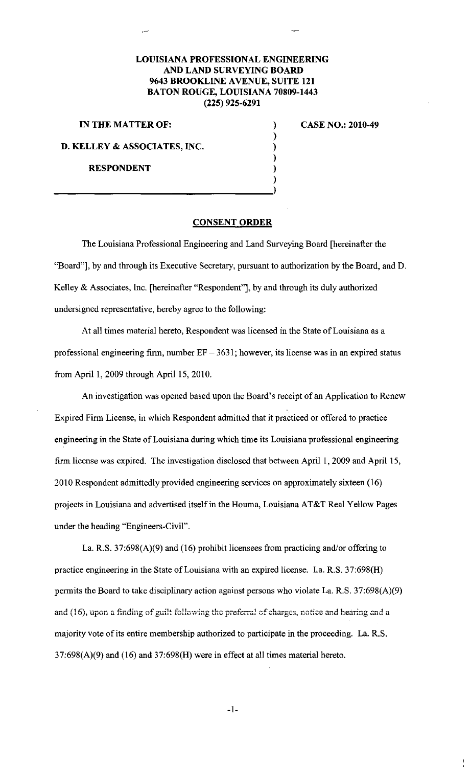**LOUISIANA PROFESSIONAL ENGINEERING**
**AND LAND SURVEYING BOARD**
**9643 BROOKLINE AVENUE, SUITE 121**
**BATON ROUGE, LOUISIANA 70809-1443**
**(225) 925-6291**

**IN THE MATTER OF:**

**D. KELLEY & ASSOCIATES, INC.**

**RESPONDENT**

**CASE NO.: 2010-49**

## CONSENT ORDER

The Louisiana Professional Engineering and Land Surveying Board [hereinafter the "Board"], by and through its Executive Secretary, pursuant to authorization by the Board, and D. Kelley & Associates, Inc. [hereinafter "Respondent"], by and through its duly authorized undersigned representative, hereby agree to the following:

At all times material hereto, Respondent was licensed in the State of Louisiana as a professional engineering firm, number EF – 3631; however, its license was in an expired status from April 1, 2009 through April 15, 2010.

An investigation was opened based upon the Board's receipt of an Application to Renew Expired Firm License, in which Respondent admitted that it practiced or offered to practice engineering in the State of Louisiana during which time its Louisiana professional engineering firm license was expired. The investigation disclosed that between April 1, 2009 and April 15, 2010 Respondent admittedly provided engineering services on approximately sixteen (16) projects in Louisiana and advertised itself in the Houma, Louisiana AT&T Real Yellow Pages under the heading "Engineers-Civil".

La. R.S. 37:698(A)(9) and (16) prohibit licensees from practicing and/or offering to practice engineering in the State of Louisiana with an expired license. La. R.S. 37:698(H) permits the Board to take disciplinary action against persons who violate La. R.S. 37:698(A)(9) and (16), upon a finding of guilt following the preferral of charges, notice and hearing and a majority vote of its entire membership authorized to participate in the proceeding. La. R.S. 37:698(A)(9) and (16) and 37:698(H) were in effect at all times material hereto.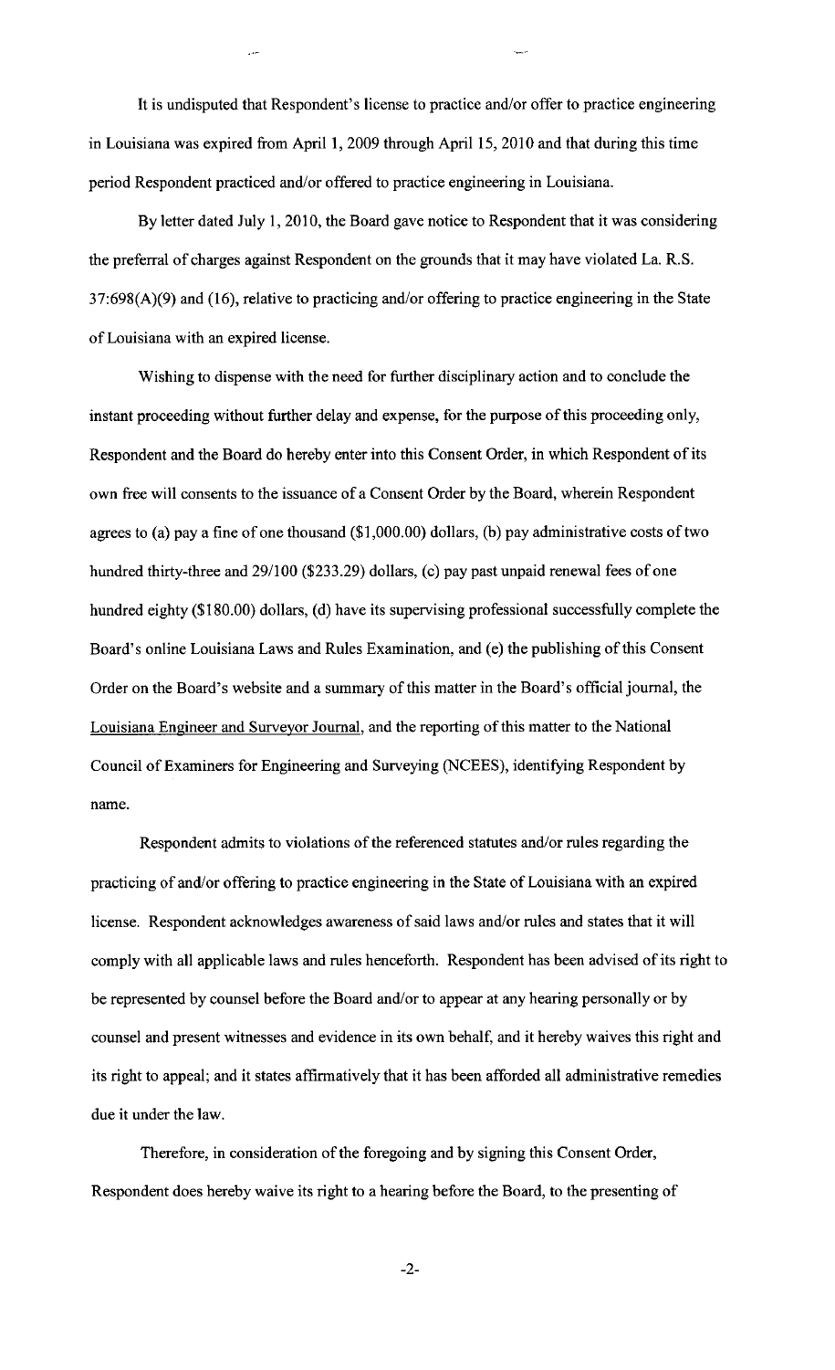It is undisputed that Respondent's license to practice and/or offer to practice engineering in Louisiana was expired from April 1, 2009 through April 15, 2010 and that during this time period Respondent practiced and/or offered to practice engineering in Louisiana.

By letter dated July 1, 2010, the Board gave notice to Respondent that it was considering the preferral of charges against Respondent on the grounds that it may have violated La. R.S. 37:698(A)(9) and (16), relative to practicing and/or offering to practice engineering in the State of Louisiana with an expired license.

Wishing to dispense with the need for further disciplinary action and to conclude the instant proceeding without further delay and expense, for the purpose of this proceeding only, Respondent and the Board do hereby enter into this Consent Order, in which Respondent of its own free will consents to the issuance of a Consent Order by the Board, wherein Respondent agrees to (a) pay a fine of one thousand ($1,000.00) dollars, (b) pay administrative costs of two hundred thirty-three and 29/100 ($233.29) dollars, (c) pay past unpaid renewal fees of one hundred eighty ($180.00) dollars, (d) have its supervising professional successfully complete the Board's online Louisiana Laws and Rules Examination, and (e) the publishing of this Consent Order on the Board's website and a summary of this matter in the Board's official journal, the Louisiana Engineer and Surveyor Journal, and the reporting of this matter to the National Council of Examiners for Engineering and Surveying (NCEES), identifying Respondent by name.

Respondent admits to violations of the referenced statutes and/or rules regarding the practicing of and/or offering to practice engineering in the State of Louisiana with an expired license. Respondent acknowledges awareness of said laws and/or rules and states that it will comply with all applicable laws and rules henceforth. Respondent has been advised of its right to be represented by counsel before the Board and/or to appear at any hearing personally or by counsel and present witnesses and evidence in its own behalf, and it hereby waives this right and its right to appeal; and it states affirmatively that it has been afforded all administrative remedies due it under the law.

Therefore, in consideration of the foregoing and by signing this Consent Order, Respondent does hereby waive its right to a hearing before the Board, to the presenting of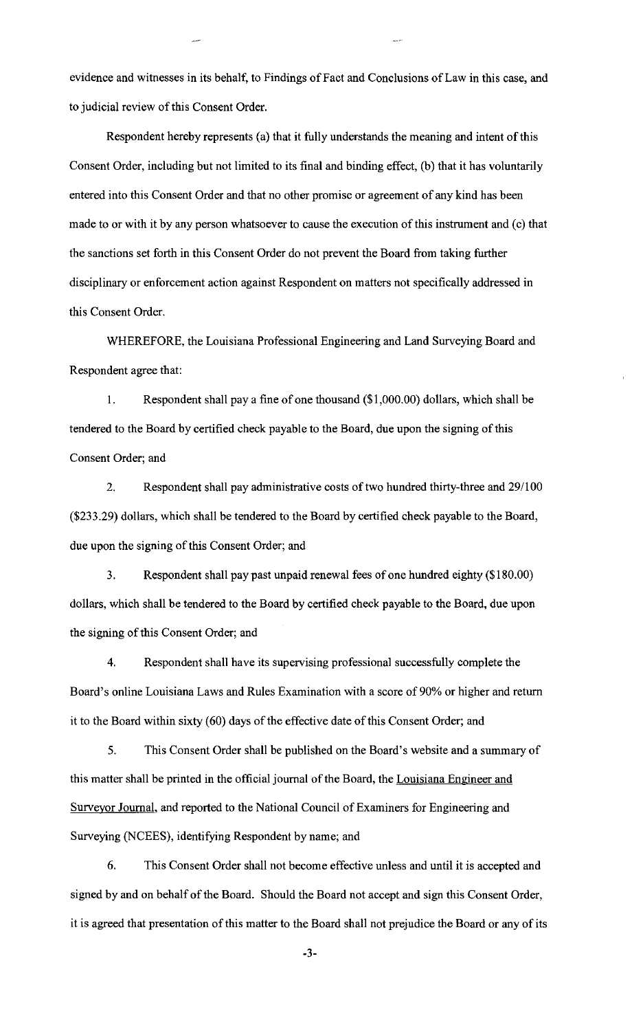evidence and witnesses in its behalf, to Findings of Fact and Conclusions of Law in this case, and to judicial review of this Consent Order.

Respondent hereby represents (a) that it fully understands the meaning and intent of this Consent Order, including but not limited to its final and binding effect, (b) that it has voluntarily entered into this Consent Order and that no other promise or agreement of any kind has been made to or with it by any person whatsoever to cause the execution of this instrument and (c) that the sanctions set forth in this Consent Order do not prevent the Board from taking further disciplinary or enforcement action against Respondent on matters not specifically addressed in this Consent Order.

WHEREFORE, the Louisiana Professional Engineering and Land Surveying Board and Respondent agree that:

1. Respondent shall pay a fine of one thousand ($1,000.00) dollars, which shall be tendered to the Board by certified check payable to the Board, due upon the signing of this Consent Order; and

2. Respondent shall pay administrative costs of two hundred thirty-three and 29/100 ($233.29) dollars, which shall be tendered to the Board by certified check payable to the Board, due upon the signing of this Consent Order; and

3. Respondent shall pay past unpaid renewal fees of one hundred eighty ($180.00) dollars, which shall be tendered to the Board by certified check payable to the Board, due upon the signing of this Consent Order; and

4. Respondent shall have its supervising professional successfully complete the Board's online Louisiana Laws and Rules Examination with a score of 90% or higher and return it to the Board within sixty (60) days of the effective date of this Consent Order; and

5. This Consent Order shall be published on the Board's website and a summary of this matter shall be printed in the official journal of the Board, the Louisiana Engineer and Surveyor Journal, and reported to the National Council of Examiners for Engineering and Surveying (NCEES), identifying Respondent by name; and

6. This Consent Order shall not become effective unless and until it is accepted and signed by and on behalf of the Board. Should the Board not accept and sign this Consent Order, it is agreed that presentation of this matter to the Board shall not prejudice the Board or any of its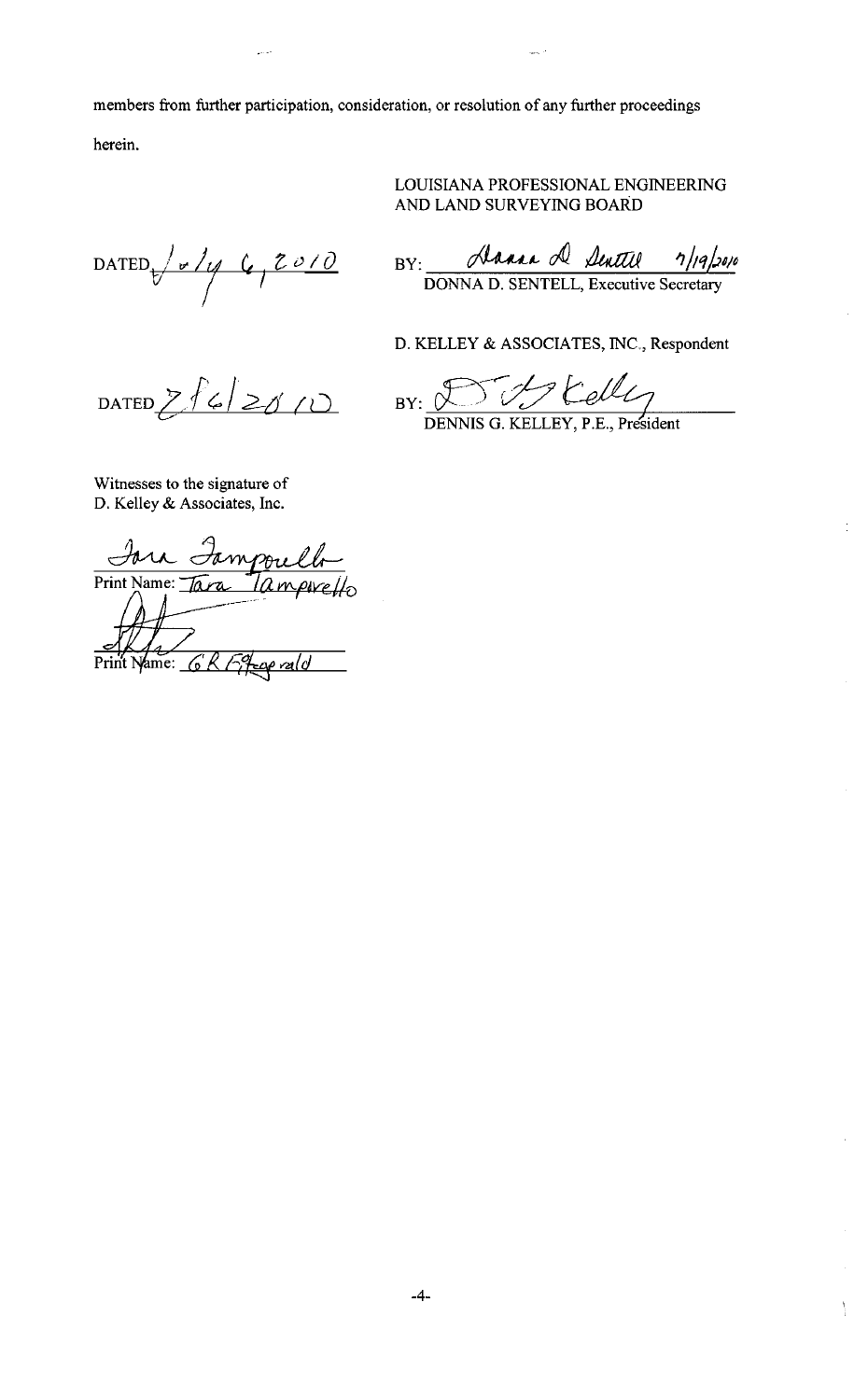members from further participation, consideration, or resolution of any further proceedings herein.

LOUISIANA PROFESSIONAL ENGINEERING AND LAND SURVEYING BOARD

DATED July 6, 2010

BY: Donna D. Sentell 7/19/2010
DONNA D. SENTELL, Executive Secretary

D. KELLEY & ASSOCIATES, INC., Respondent

DATED 7/6/2010

BY: D. G. Kelley
DENNIS G. KELLEY, P.E., President

Witnesses to the signature of
D. Kelley & Associates, Inc.

Tara Tamporello
Print Name: Tara Tamporello

Print Name: G R Fitzgerald